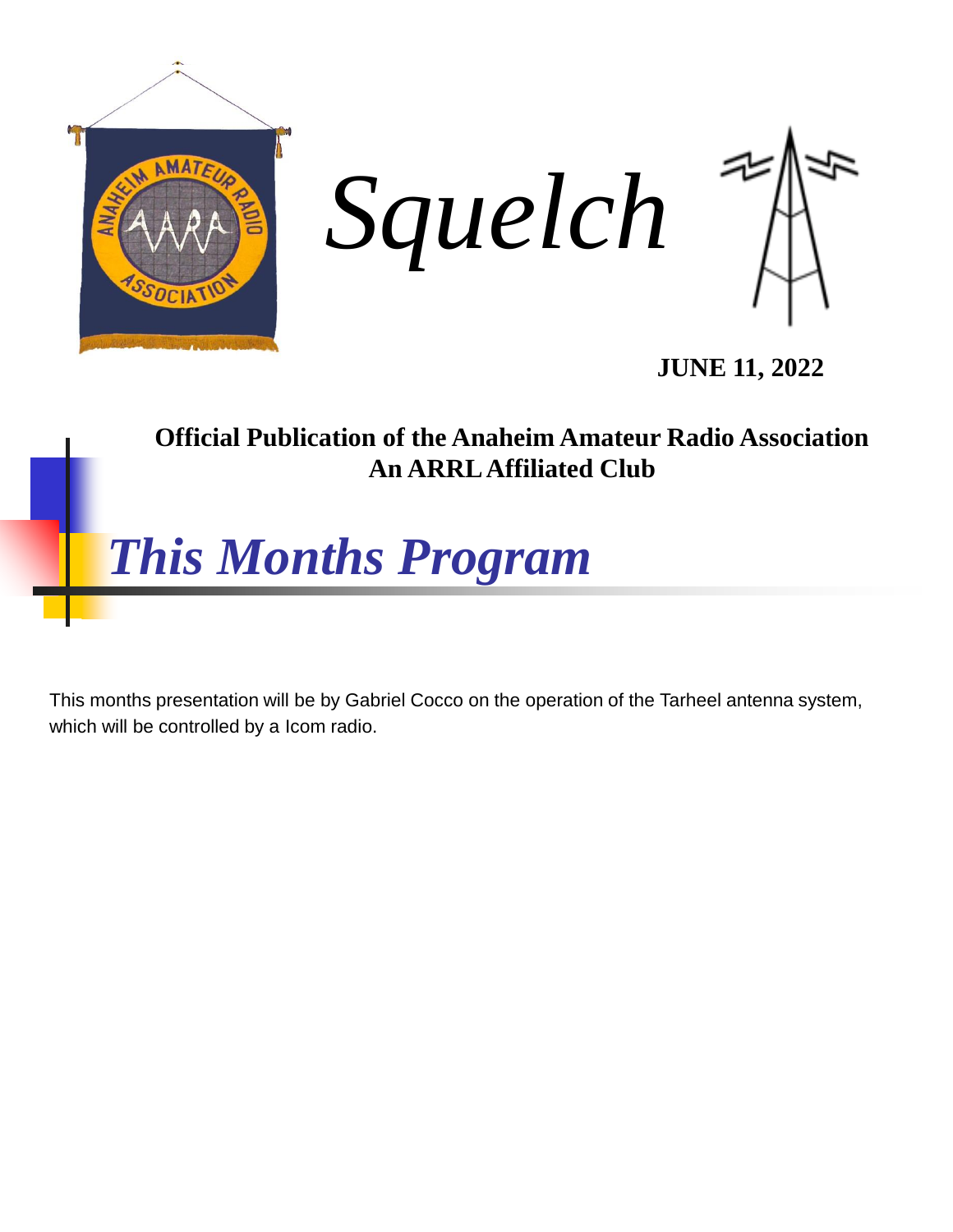# *Squelch*

**JUNE 11, 2022**

**Official Publication of the Anaheim Amateur Radio Association**
**An ARRL Affiliated Club**

## *This Months Program*

This months presentation will be by Gabriel Cocco on the operation of the Tarheel antenna system, which will be controlled by a Icom radio.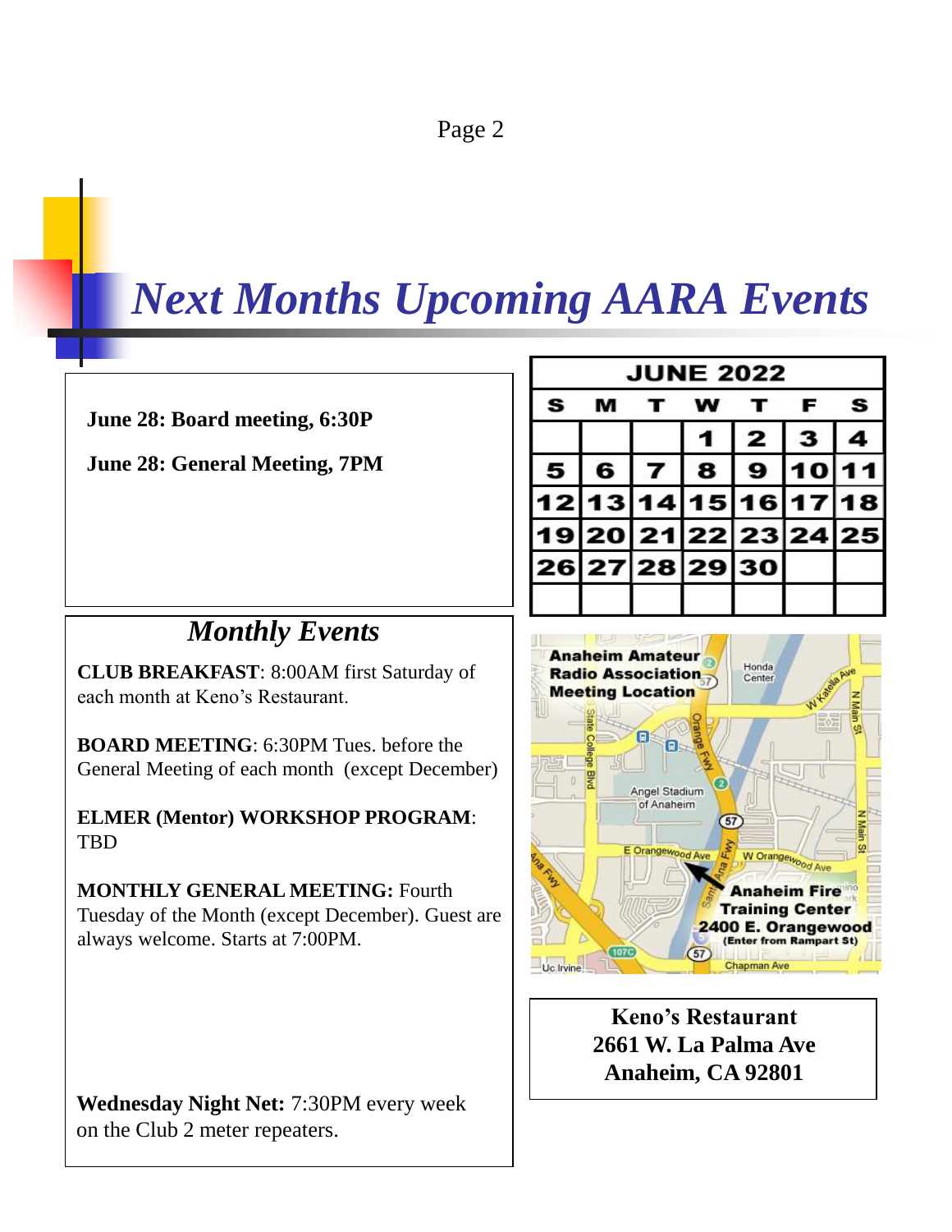# Next Months Upcoming AARA Events

**June 28: Board meeting, 6:30P**

**June 28: General Meeting, 7PM**

| JUNE 2022 | | | | | | |
|---|---|---|---|---|---|---|
| S | M | T | W | T | F | S |
| | | | 1 | 2 | 3 | 4 |
| 5 | 6 | 7 | 8 | 9 | 10 | 11 |
| 12 | 13 | 14 | 15 | 16 | 17 | 18 |
| 19 | 20 | 21 | 22 | 23 | 24 | 25 |
| 26 | 27 | 28 | 29 | 30 | | |
| | | | | | | |

## *Monthly Events*

**CLUB BREAKFAST**: 8:00AM first Saturday of each month at Keno's Restaurant.

**BOARD MEETING**: 6:30PM Tues. before the General Meeting of each month (except December)

**ELMER (Mentor) WORKSHOP PROGRAM**: TBD

**MONTHLY GENERAL MEETING:** Fourth Tuesday of the Month (except December). Guest are always welcome. Starts at 7:00PM.

**Wednesday Night Net:** 7:30PM every week on the Club 2 meter repeaters.

**Anaheim Amateur Radio Association Meeting Location**

**Anaheim Fire Training Center**
**2400 E. Orangewood**
**(Enter from Rampart St)**

**Keno's Restaurant**
**2661 W. La Palma Ave**
**Anaheim, CA 92801**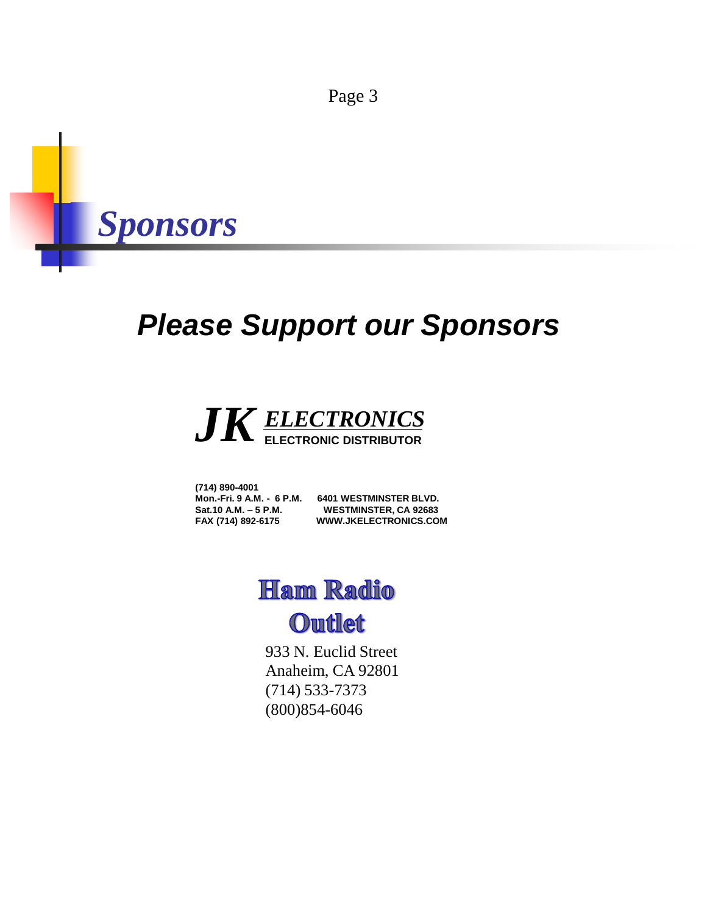# *Sponsors*

## ***Please Support our Sponsors***

***JK*** ***ELECTRONICS***
**ELECTRONIC DISTRIBUTOR**

**(714) 890-4001**
**Mon.-Fri. 9 A.M. - 6 P.M.** **6401 WESTMINSTER BLVD.**
**Sat.10 A.M. – 5 P.M.** **WESTMINSTER, CA 92683**
**FAX (714) 892-6175** **WWW.JKELECTRONICS.COM**

**Ham Radio Outlet**

933 N. Euclid Street
Anaheim, CA 92801
(714) 533-7373
(800)854-6046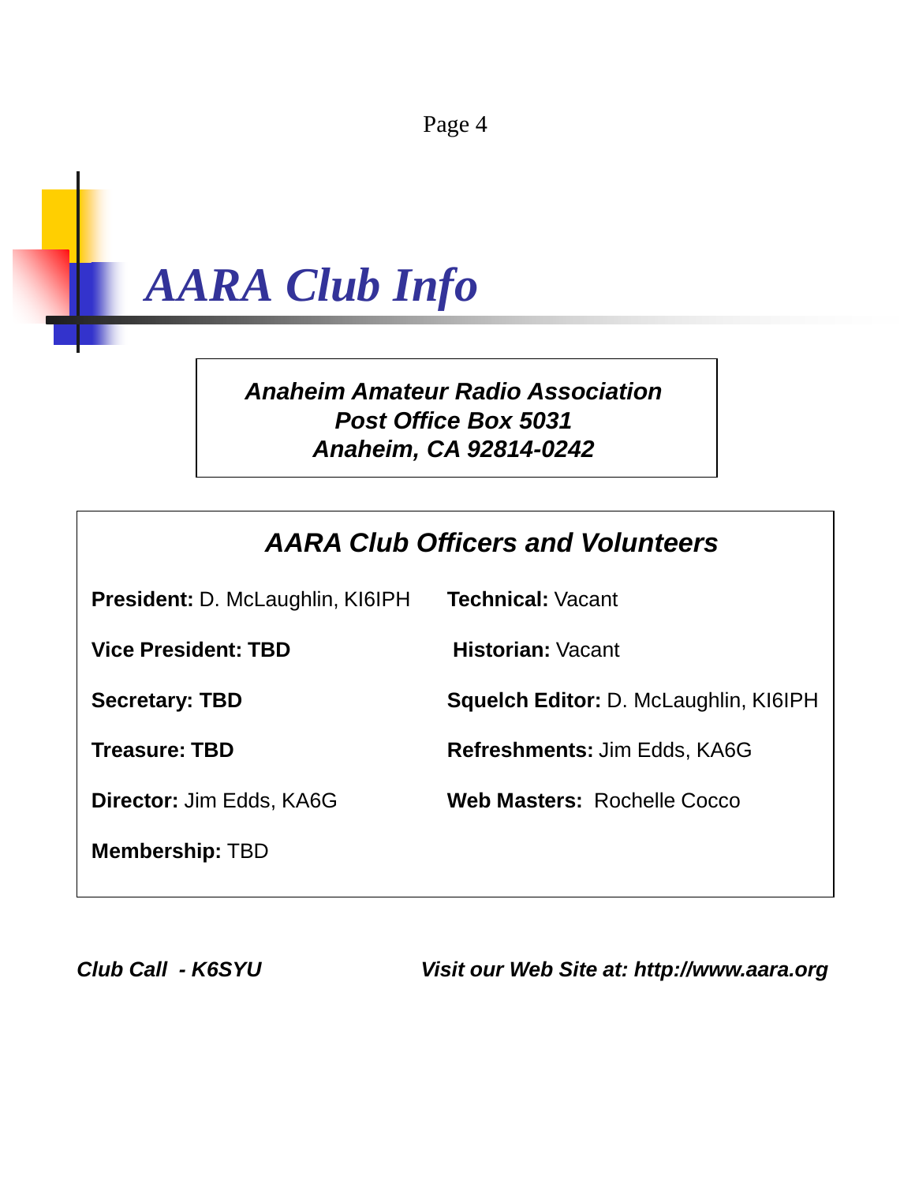# *AARA Club Info*

***Anaheim Amateur Radio Association***
***Post Office Box 5031***
***Anaheim, CA 92814-0242***

## *AARA Club Officers and Volunteers*

**President:** D. McLaughlin, KI6IPH

**Vice President: TBD**

**Secretary: TBD**

**Treasure: TBD**

**Director:** Jim Edds, KA6G

**Membership:** TBD

**Technical:** Vacant

**Historian:** Vacant

**Squelch Editor:** D. McLaughlin, KI6IPH

**Refreshments:** Jim Edds, KA6G

**Web Masters:** Rochelle Cocco

***Club Call - K6SYU***

***Visit our Web Site at: http://www.aara.org***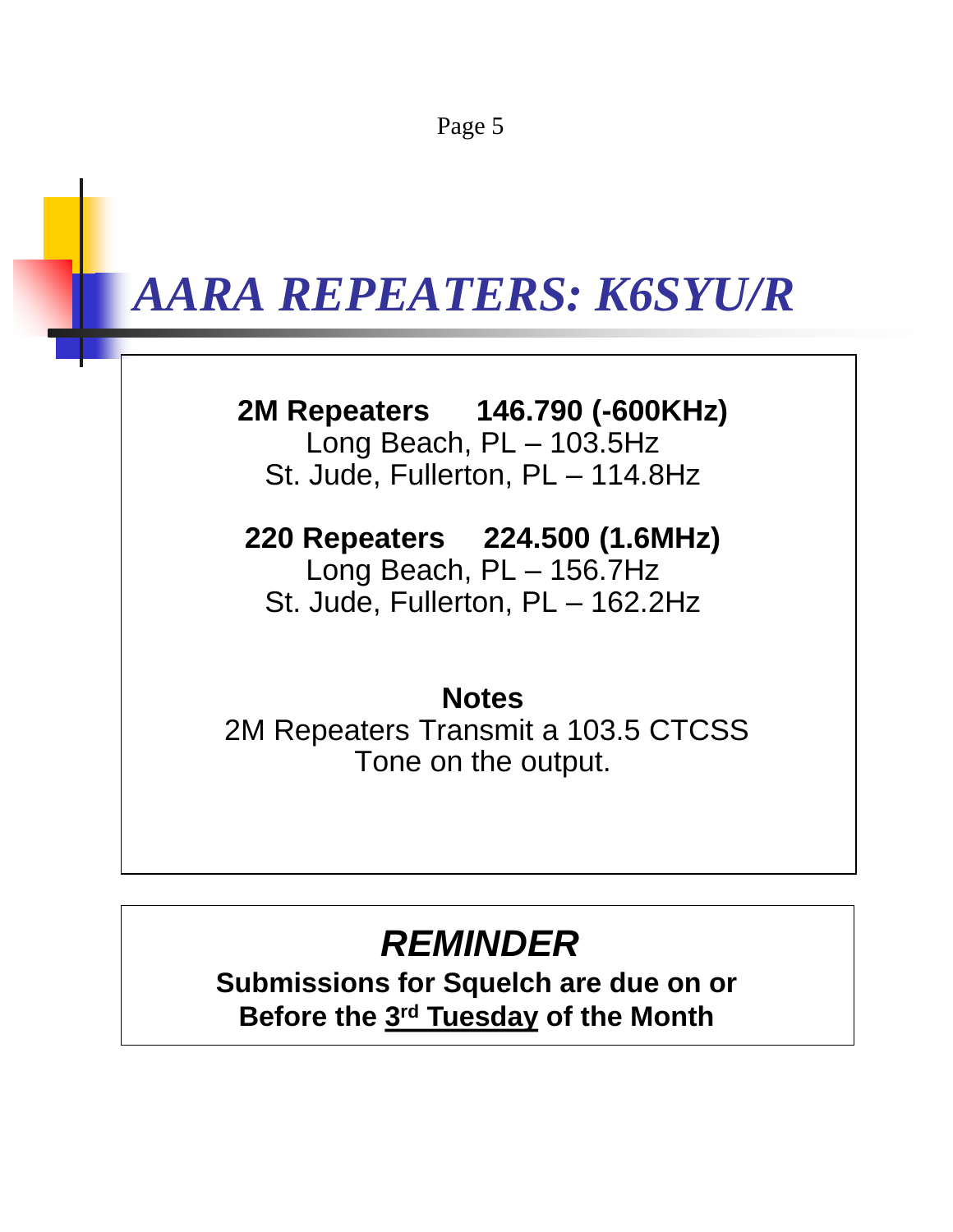# *AARA REPEATERS: K6SYU/R*

**2M Repeaters      146.790 (-600KHz)**
Long Beach, PL – 103.5Hz
St. Jude, Fullerton, PL – 114.8Hz

**220 Repeaters     224.500 (1.6MHz)**
Long Beach, PL – 156.7Hz
St. Jude, Fullerton, PL – 162.2Hz

**Notes**
2M Repeaters Transmit a 103.5 CTCSS Tone on the output.

## *REMINDER*

**Submissions for Squelch are due on or Before the 3rd Tuesday of the Month**